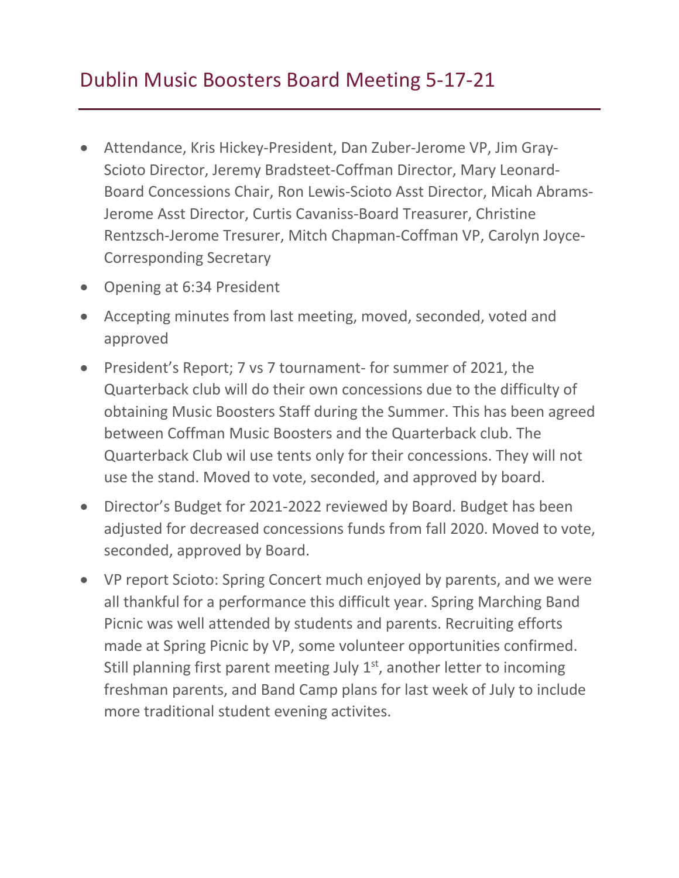# Dublin Music Boosters Board Meeting 5-17-21

- Attendance, Kris Hickey-President, Dan Zuber-Jerome VP, Jim Gray-Scioto Director, Jeremy Bradsteet-Coffman Director, Mary Leonard-Board Concessions Chair, Ron Lewis-Scioto Asst Director, Micah Abrams-Jerome Asst Director, Curtis Cavaniss-Board Treasurer, Christine Rentzsch-Jerome Tresurer, Mitch Chapman-Coffman VP, Carolyn Joyce-Corresponding Secretary
- Opening at 6:34 President
- Accepting minutes from last meeting, moved, seconded, voted and approved
- President's Report; 7 vs 7 tournament- for summer of 2021, the Quarterback club will do their own concessions due to the difficulty of obtaining Music Boosters Staff during the Summer. This has been agreed between Coffman Music Boosters and the Quarterback club. The Quarterback Club wil use tents only for their concessions. They will not use the stand. Moved to vote, seconded, and approved by board.
- Director's Budget for 2021-2022 reviewed by Board. Budget has been adjusted for decreased concessions funds from fall 2020. Moved to vote, seconded, approved by Board.
- VP report Scioto: Spring Concert much enjoyed by parents, and we were all thankful for a performance this difficult year. Spring Marching Band Picnic was well attended by students and parents. Recruiting efforts made at Spring Picnic by VP, some volunteer opportunities confirmed. Still planning first parent meeting July 1st, another letter to incoming freshman parents, and Band Camp plans for last week of July to include more traditional student evening activites.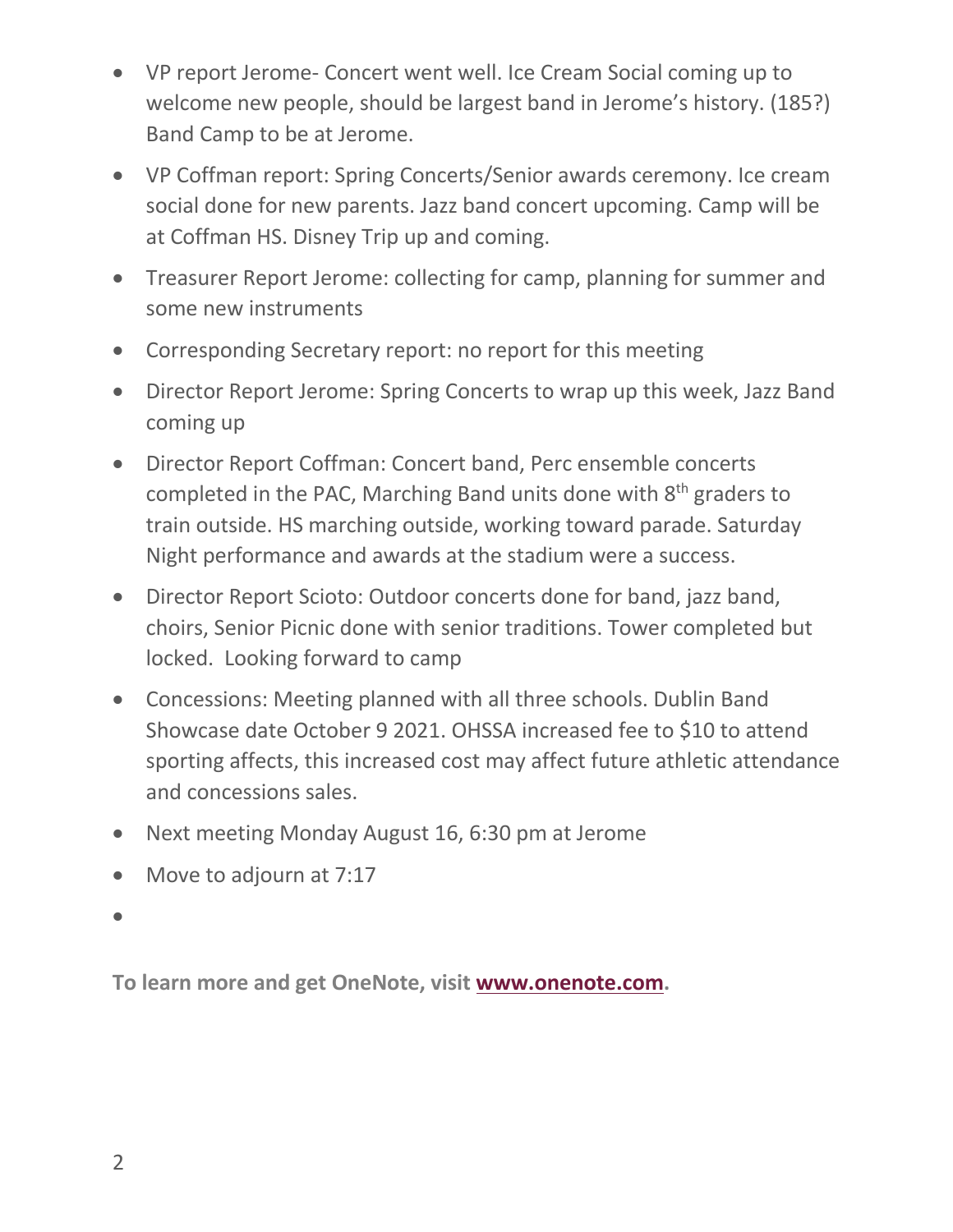- VP report Jerome- Concert went well. Ice Cream Social coming up to welcome new people, should be largest band in Jerome's history. (185?) Band Camp to be at Jerome.
- VP Coffman report: Spring Concerts/Senior awards ceremony. Ice cream social done for new parents. Jazz band concert upcoming. Camp will be at Coffman HS. Disney Trip up and coming.
- Treasurer Report Jerome: collecting for camp, planning for summer and some new instruments
- Corresponding Secretary report: no report for this meeting
- Director Report Jerome: Spring Concerts to wrap up this week, Jazz Band coming up
- Director Report Coffman: Concert band, Perc ensemble concerts completed in the PAC, Marching Band units done with 8th graders to train outside. HS marching outside, working toward parade. Saturday Night performance and awards at the stadium were a success.
- Director Report Scioto: Outdoor concerts done for band, jazz band, choirs, Senior Picnic done with senior traditions. Tower completed but locked. Looking forward to camp
- Concessions: Meeting planned with all three schools. Dublin Band Showcase date October 9 2021. OHSSA increased fee to $10 to attend sporting affects, this increased cost may affect future athletic attendance and concessions sales.
- Next meeting Monday August 16, 6:30 pm at Jerome
- Move to adjourn at 7:17

**To learn more and get OneNote, visit [www.onenote.com](http://www.onenote.com).**